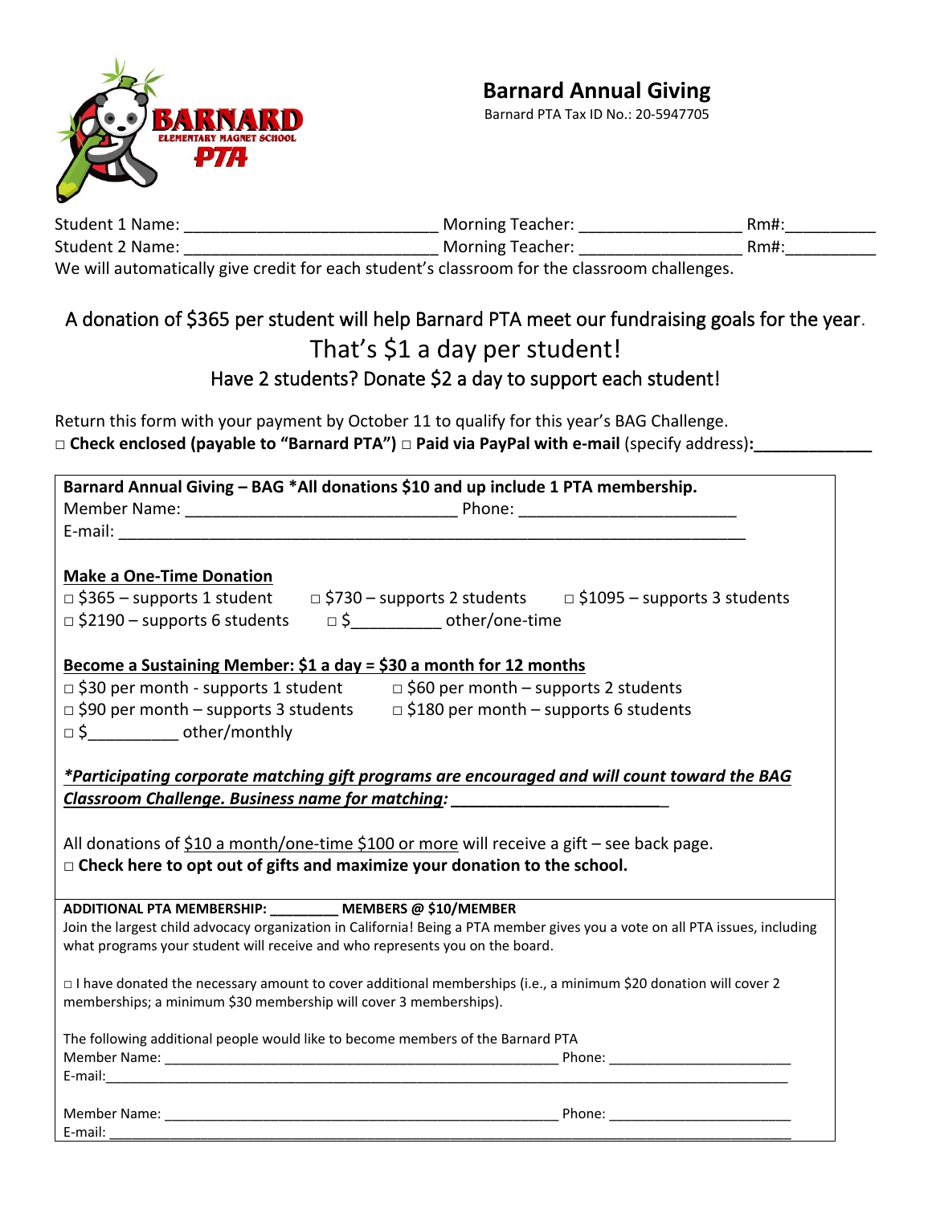# Barnard Annual Giving

Barnard PTA Tax ID No.: 20-5947705

BARNARD ELEMENTARY MAGNET SCHOOL PTA

Student 1 Name: ____________________________ Morning Teacher: __________________ Rm#:__________
Student 2 Name: ____________________________ Morning Teacher: __________________ Rm#:__________
We will automatically give credit for each student's classroom for the classroom challenges.

## A donation of $365 per student will help Barnard PTA meet our fundraising goals for the year.

## That's $1 a day per student!

### Have 2 students? Donate $2 a day to support each student!

Return this form with your payment by October 11 to qualify for this year's BAG Challenge.
□ **Check enclosed (payable to "Barnard PTA")** □ **Paid via PayPal with e-mail** (specify address)**:_____________**

---

**Barnard Annual Giving – BAG \*All donations $10 and up include 1 PTA membership.**
Member Name: ______________________________ Phone: ________________________
E-mail: ______________________________________________________________________

**Make a One-Time Donation**

□ $365 – supports 1 student □ $730 – supports 2 students □ $1095 – supports 3 students
□ $2190 – supports 6 students □ $__________ other/one-time

**Become a Sustaining Member: $1 a day = $30 a month for 12 months**

□ $30 per month - supports 1 student □ $60 per month – supports 2 students
□ $90 per month – supports 3 students □ $180 per month – supports 6 students
□ $__________ other/monthly

***\*Participating corporate matching gift programs are encouraged and will count toward the BAG Classroom Challenge. Business name for matching: ________________________***

All donations of $10 a month/one-time $100 or more will receive a gift – see back page.
□ **Check here to opt out of gifts and maximize your donation to the school.**

---

**ADDITIONAL PTA MEMBERSHIP: ________ MEMBERS @ $10/MEMBER**
Join the largest child advocacy organization in California! Being a PTA member gives you a vote on all PTA issues, including what programs your student will receive and who represents you on the board.

□ I have donated the necessary amount to cover additional memberships (i.e., a minimum $20 donation will cover 2 memberships; a minimum $30 membership will cover 3 memberships).

The following additional people would like to become members of the Barnard PTA
Member Name: ____________________________________________________ Phone: ________________________
E-mail:______________________________________________________________________________________________

Member Name: ____________________________________________________ Phone: ________________________
E-mail: ______________________________________________________________________________________________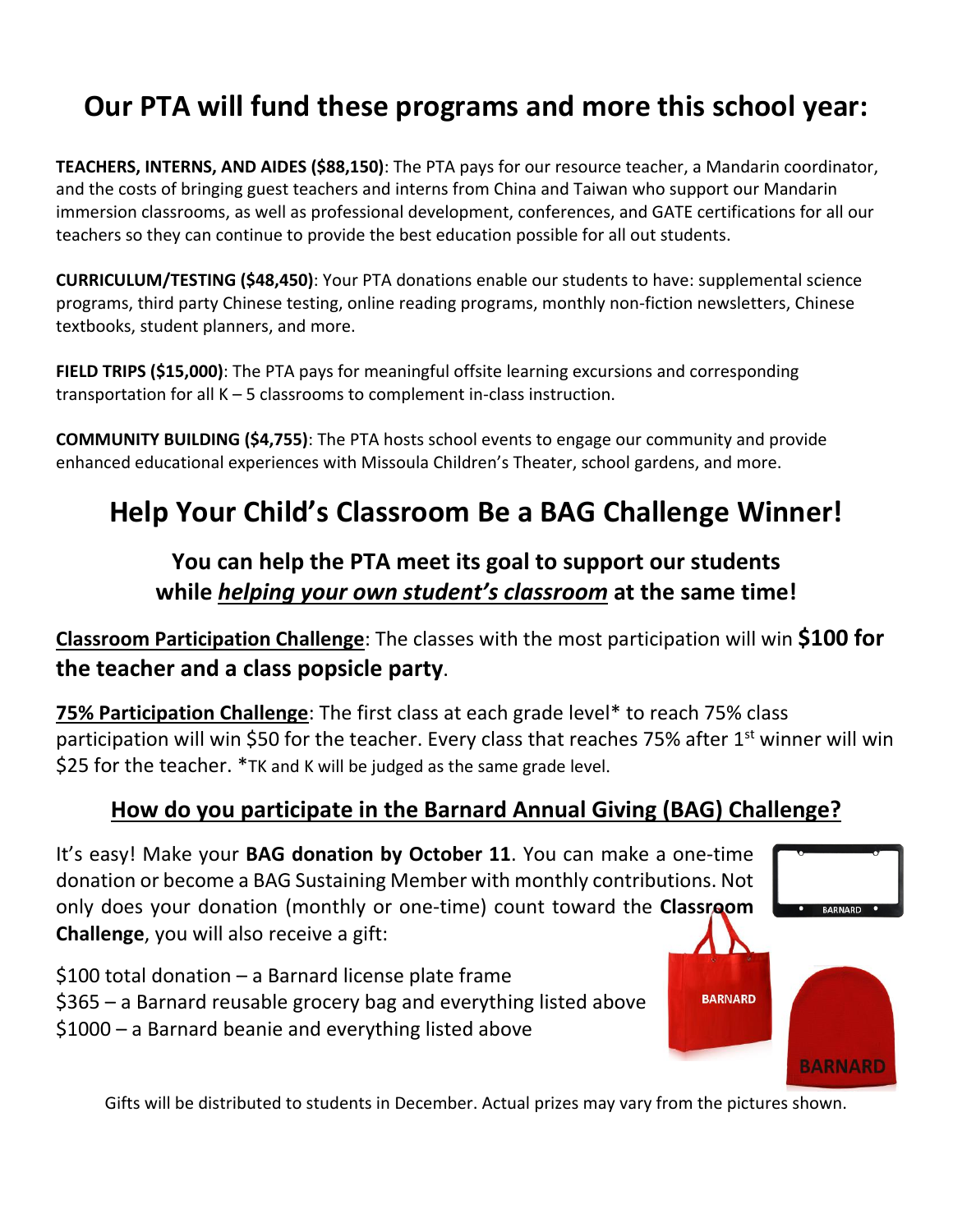# Our PTA will fund these programs and more this school year:

**TEACHERS, INTERNS, AND AIDES ($88,150)**: The PTA pays for our resource teacher, a Mandarin coordinator, and the costs of bringing guest teachers and interns from China and Taiwan who support our Mandarin immersion classrooms, as well as professional development, conferences, and GATE certifications for all our teachers so they can continue to provide the best education possible for all out students.

**CURRICULUM/TESTING ($48,450)**: Your PTA donations enable our students to have: supplemental science programs, third party Chinese testing, online reading programs, monthly non-fiction newsletters, Chinese textbooks, student planners, and more.

**FIELD TRIPS ($15,000)**: The PTA pays for meaningful offsite learning excursions and corresponding transportation for all K – 5 classrooms to complement in-class instruction.

**COMMUNITY BUILDING ($4,755)**: The PTA hosts school events to engage our community and provide enhanced educational experiences with Missoula Children's Theater, school gardens, and more.

# Help Your Child's Classroom Be a BAG Challenge Winner!

### You can help the PTA meet its goal to support our students while ***helping your own student's classroom*** at the same time!

**Classroom Participation Challenge**: The classes with the most participation will win **$100 for the teacher and a class popsicle party**.

**75% Participation Challenge**: The first class at each grade level* to reach 75% class participation will win $50 for the teacher. Every class that reaches 75% after 1st winner will win $25 for the teacher. *TK and K will be judged as the same grade level.

## How do you participate in the Barnard Annual Giving (BAG) Challenge?

It's easy! Make your **BAG donation by October 11**. You can make a one-time donation or become a BAG Sustaining Member with monthly contributions. Not only does your donation (monthly or one-time) count toward the **Classroom Challenge**, you will also receive a gift:

$100 total donation – a Barnard license plate frame
$365 – a Barnard reusable grocery bag and everything listed above
$1000 – a Barnard beanie and everything listed above

Gifts will be distributed to students in December. Actual prizes may vary from the pictures shown.